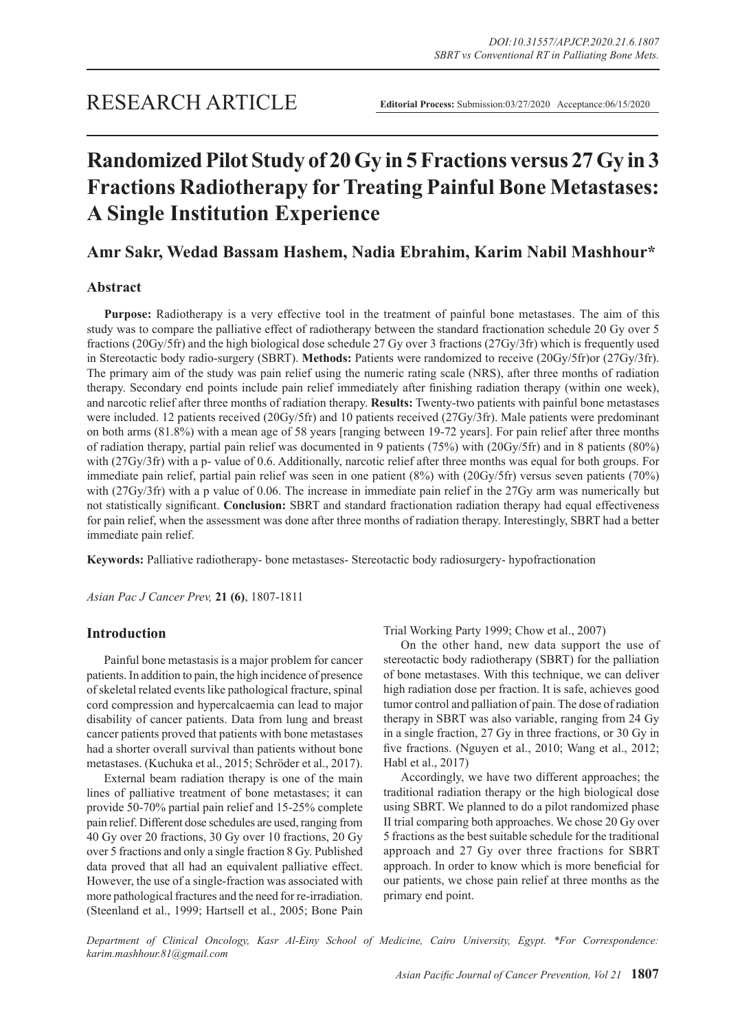RESEARCH ARTICLE

**Editorial Process:** Submission:03/27/2020 Acceptance:06/15/2020

# Randomized Pilot Study of 20 Gy in 5 Fractions versus 27 Gy in 3 Fractions Radiotherapy for Treating Painful Bone Metastases: A Single Institution Experience

## Amr Sakr, Wedad Bassam Hashem, Nadia Ebrahim, Karim Nabil Mashhour*

### Abstract

**Purpose:** Radiotherapy is a very effective tool in the treatment of painful bone metastases. The aim of this study was to compare the palliative effect of radiotherapy between the standard fractionation schedule 20 Gy over 5 fractions (20Gy/5fr) and the high biological dose schedule 27 Gy over 3 fractions (27Gy/3fr) which is frequently used in Stereotactic body radio-surgery (SBRT). **Methods:** Patients were randomized to receive (20Gy/5fr)or (27Gy/3fr). The primary aim of the study was pain relief using the numeric rating scale (NRS), after three months of radiation therapy. Secondary end points include pain relief immediately after finishing radiation therapy (within one week), and narcotic relief after three months of radiation therapy. **Results:** Twenty-two patients with painful bone metastases were included. 12 patients received (20Gy/5fr) and 10 patients received (27Gy/3fr). Male patients were predominant on both arms (81.8%) with a mean age of 58 years [ranging between 19-72 years]. For pain relief after three months of radiation therapy, partial pain relief was documented in 9 patients (75%) with (20Gy/5fr) and in 8 patients (80%) with (27Gy/3fr) with a p- value of 0.6. Additionally, narcotic relief after three months was equal for both groups. For immediate pain relief, partial pain relief was seen in one patient (8%) with (20Gy/5fr) versus seven patients (70%) with (27Gy/3fr) with a p value of 0.06. The increase in immediate pain relief in the 27Gy arm was numerically but not statistically significant. **Conclusion:** SBRT and standard fractionation radiation therapy had equal effectiveness for pain relief, when the assessment was done after three months of radiation therapy. Interestingly, SBRT had a better immediate pain relief.

**Keywords:** Palliative radiotherapy- bone metastases- Stereotactic body radiosurgery- hypofractionation

*Asian Pac J Cancer Prev,* **21 (6)**, 1807-1811

### Introduction

Painful bone metastasis is a major problem for cancer patients. In addition to pain, the high incidence of presence of skeletal related events like pathological fracture, spinal cord compression and hypercalcaemia can lead to major disability of cancer patients. Data from lung and breast cancer patients proved that patients with bone metastases had a shorter overall survival than patients without bone metastases. (Kuchuka et al., 2015; Schröder et al., 2017).

External beam radiation therapy is one of the main lines of palliative treatment of bone metastases; it can provide 50-70% partial pain relief and 15-25% complete pain relief. Different dose schedules are used, ranging from 40 Gy over 20 fractions, 30 Gy over 10 fractions, 20 Gy over 5 fractions and only a single fraction 8 Gy. Published data proved that all had an equivalent palliative effect. However, the use of a single-fraction was associated with more pathological fractures and the need for re-irradiation. (Steenland et al., 1999; Hartsell et al., 2005; Bone Pain Trial Working Party 1999; Chow et al., 2007)

On the other hand, new data support the use of stereotactic body radiotherapy (SBRT) for the palliation of bone metastases. With this technique, we can deliver high radiation dose per fraction. It is safe, achieves good tumor control and palliation of pain. The dose of radiation therapy in SBRT was also variable, ranging from 24 Gy in a single fraction, 27 Gy in three fractions, or 30 Gy in five fractions. (Nguyen et al., 2010; Wang et al., 2012; Habl et al., 2017)

Accordingly, we have two different approaches; the traditional radiation therapy or the high biological dose using SBRT. We planned to do a pilot randomized phase II trial comparing both approaches. We chose 20 Gy over 5 fractions as the best suitable schedule for the traditional approach and 27 Gy over three fractions for SBRT approach. In order to know which is more beneficial for our patients, we chose pain relief at three months as the primary end point.

*Department of Clinical Oncology, Kasr Al-Einy School of Medicine, Cairo University, Egypt. \*For Correspondence: karim.mashhour.81@gmail.com*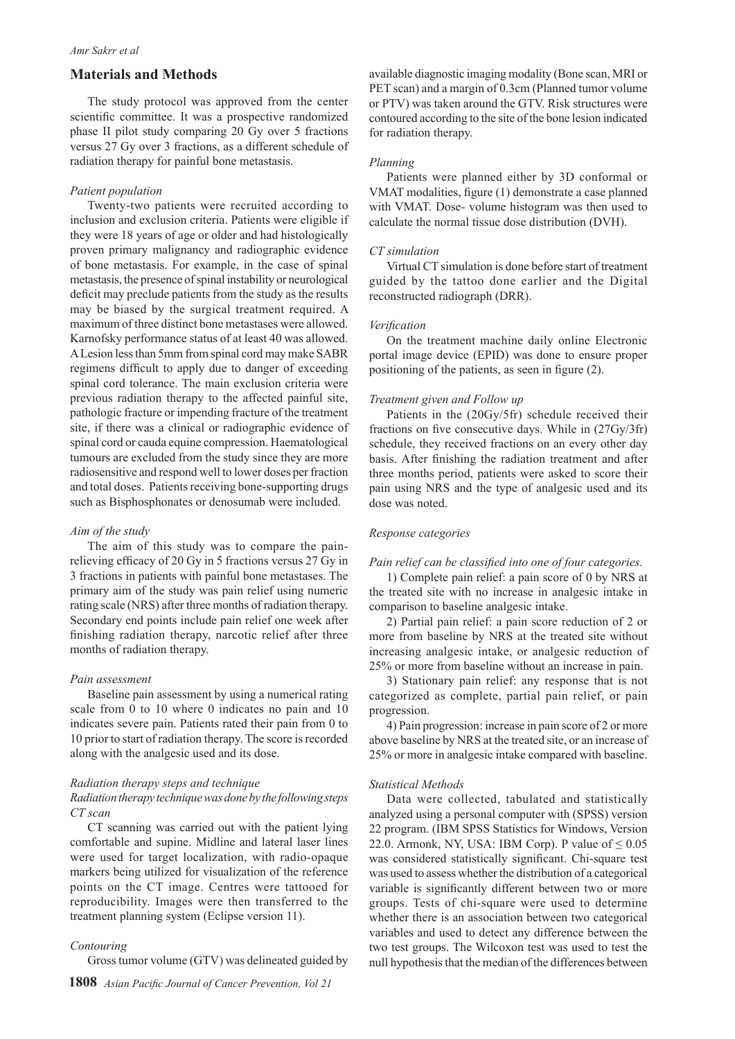## Materials and Methods

The study protocol was approved from the center scientific committee. It was a prospective randomized phase II pilot study comparing 20 Gy over 5 fractions versus 27 Gy over 3 fractions, as a different schedule of radiation therapy for painful bone metastasis.

### *Patient population*

Twenty-two patients were recruited according to inclusion and exclusion criteria. Patients were eligible if they were 18 years of age or older and had histologically proven primary malignancy and radiographic evidence of bone metastasis. For example, in the case of spinal metastasis, the presence of spinal instability or neurological deficit may preclude patients from the study as the results may be biased by the surgical treatment required. A maximum of three distinct bone metastases were allowed. Karnofsky performance status of at least 40 was allowed. A Lesion less than 5mm from spinal cord may make SABR regimens difficult to apply due to danger of exceeding spinal cord tolerance. The main exclusion criteria were previous radiation therapy to the affected painful site, pathologic fracture or impending fracture of the treatment site, if there was a clinical or radiographic evidence of spinal cord or cauda equine compression. Haematological tumours are excluded from the study since they are more radiosensitive and respond well to lower doses per fraction and total doses. Patients receiving bone-supporting drugs such as Bisphosphonates or denosumab were included.

### *Aim of the study*

The aim of this study was to compare the pain-relieving efficacy of 20 Gy in 5 fractions versus 27 Gy in 3 fractions in patients with painful bone metastases. The primary aim of the study was pain relief using numeric rating scale (NRS) after three months of radiation therapy. Secondary end points include pain relief one week after finishing radiation therapy, narcotic relief after three months of radiation therapy.

### *Pain assessment*

Baseline pain assessment by using a numerical rating scale from 0 to 10 where 0 indicates no pain and 10 indicates severe pain. Patients rated their pain from 0 to 10 prior to start of radiation therapy. The score is recorded along with the analgesic used and its dose.

### *Radiation therapy steps and technique*

*Radiation therapy technique was done by the following steps*

#### *CT scan*

CT scanning was carried out with the patient lying comfortable and supine. Midline and lateral laser lines were used for target localization, with radio-opaque markers being utilized for visualization of the reference points on the CT image. Centres were tattooed for reproducibility. Images were then transferred to the treatment planning system (Eclipse version 11).

#### *Contouring*

Gross tumor volume (GTV) was delineated guided by available diagnostic imaging modality (Bone scan, MRI or PET scan) and a margin of 0.3cm (Planned tumor volume or PTV) was taken around the GTV. Risk structures were contoured according to the site of the bone lesion indicated for radiation therapy.

#### *Planning*

Patients were planned either by 3D conformal or VMAT modalities, figure (1) demonstrate a case planned with VMAT. Dose- volume histogram was then used to calculate the normal tissue dose distribution (DVH).

#### *CT simulation*

Virtual CT simulation is done before start of treatment guided by the tattoo done earlier and the Digital reconstructed radiograph (DRR).

#### *Verification*

On the treatment machine daily online Electronic portal image device (EPID) was done to ensure proper positioning of the patients, as seen in figure (2).

#### *Treatment given and Follow up*

Patients in the (20Gy/5fr) schedule received their fractions on five consecutive days. While in (27Gy/3fr) schedule, they received fractions on an every other day basis. After finishing the radiation treatment and after three months period, patients were asked to score their pain using NRS and the type of analgesic used and its dose was noted.

### *Response categories*

*Pain relief can be classified into one of four categories.*

1) Complete pain relief: a pain score of 0 by NRS at the treated site with no increase in analgesic intake in comparison to baseline analgesic intake.

2) Partial pain relief: a pain score reduction of 2 or more from baseline by NRS at the treated site without increasing analgesic intake, or analgesic reduction of 25% or more from baseline without an increase in pain.

3) Stationary pain relief: any response that is not categorized as complete, partial pain relief, or pain progression.

4) Pain progression: increase in pain score of 2 or more above baseline by NRS at the treated site, or an increase of 25% or more in analgesic intake compared with baseline.

### *Statistical Methods*

Data were collected, tabulated and statistically analyzed using a personal computer with (SPSS) version 22 program. (IBM SPSS Statistics for Windows, Version 22.0. Armonk, NY, USA: IBM Corp). P value of $\leq 0.05$ was considered statistically significant. Chi-square test was used to assess whether the distribution of a categorical variable is significantly different between two or more groups. Tests of chi-square were used to determine whether there is an association between two categorical variables and used to detect any difference between the two test groups. The Wilcoxon test was used to test the null hypothesis that the median of the differences between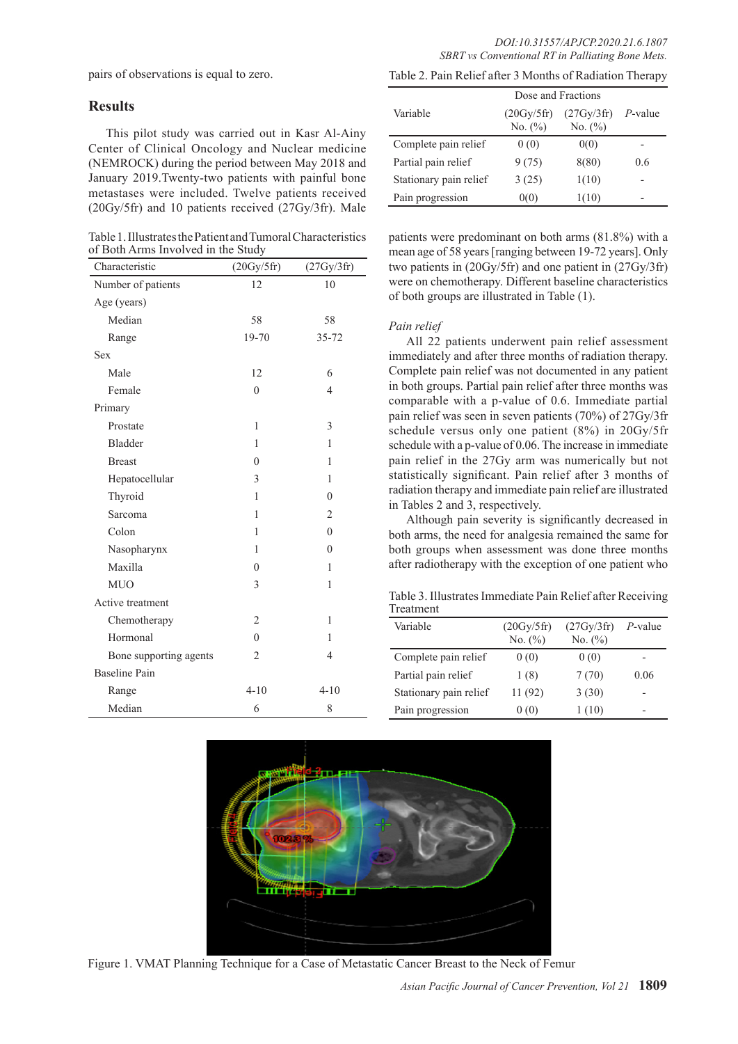pairs of observations is equal to zero.

## Results

This pilot study was carried out in Kasr Al-Ainy Center of Clinical Oncology and Nuclear medicine (NEMROCK) during the period between May 2018 and January 2019.Twenty-two patients with painful bone metastases were included. Twelve patients received (20Gy/5fr) and 10 patients received (27Gy/3fr). Male patients were predominant on both arms (81.8%) with a mean age of 58 years [ranging between 19-72 years]. Only two patients in (20Gy/5fr) and one patient in (27Gy/3fr) were on chemotherapy. Different baseline characteristics of both groups are illustrated in Table (1).

Table 1. Illustrates the Patient and Tumoral Characteristics of Both Arms Involved in the Study

| Characteristic | (20Gy/5fr) | (27Gy/3fr) |
|---|---|---|
| Number of patients | 12 | 10 |
| Age (years) | | |
| Median | 58 | 58 |
| Range | 19-70 | 35-72 |
| Sex | | |
| Male | 12 | 6 |
| Female | 0 | 4 |
| Primary | | |
| Prostate | 1 | 3 |
| Bladder | 1 | 1 |
| Breast | 0 | 1 |
| Hepatocellular | 3 | 1 |
| Thyroid | 1 | 0 |
| Sarcoma | 1 | 2 |
| Colon | 1 | 0 |
| Nasopharynx | 1 | 0 |
| Maxilla | 0 | 1 |
| MUO | 3 | 1 |
| Active treatment | | |
| Chemotherapy | 2 | 1 |
| Hormonal | 0 | 1 |
| Bone supporting agents | 2 | 4 |
| Baseline Pain | | |
| Range | 4-10 | 4-10 |
| Median | 6 | 8 |

### *Pain relief*

All 22 patients underwent pain relief assessment immediately and after three months of radiation therapy. Complete pain relief was not documented in any patient in both groups. Partial pain relief after three months was comparable with a p-value of 0.6. Immediate partial pain relief was seen in seven patients (70%) of 27Gy/3fr schedule versus only one patient (8%) in 20Gy/5fr schedule with a p-value of 0.06. The increase in immediate pain relief in the 27Gy arm was numerically but not statistically significant. Pain relief after 3 months of radiation therapy and immediate pain relief are illustrated in Tables 2 and 3, respectively.

Although pain severity is significantly decreased in both arms, the need for analgesia remained the same for both groups when assessment was done three months after radiotherapy with the exception of one patient who

Table 2. Pain Relief after 3 Months of Radiation Therapy

| Variable | Dose and Fractions | | |
|---|---|---|---|
| | (20Gy/5fr) No. (%) | (27Gy/3fr) No. (%) | *P*-value |
| Complete pain relief | 0 (0) | 0(0) | - |
| Partial pain relief | 9 (75) | 8(80) | 0.6 |
| Stationary pain relief | 3 (25) | 1(10) | - |
| Pain progression | 0(0) | 1(10) | - |

Table 3. Illustrates Immediate Pain Relief after Receiving Treatment

| Variable | (20Gy/5fr) No. (%) | (27Gy/3fr) No. (%) | *P*-value |
|---|---|---|---|
| Complete pain relief | 0 (0) | 0 (0) | - |
| Partial pain relief | 1 (8) | 7 (70) | 0.06 |
| Stationary pain relief | 11 (92) | 3 (30) | - |
| Pain progression | 0 (0) | 1 (10) | - |

Figure 1. VMAT Planning Technique for a Case of Metastatic Cancer Breast to the Neck of Femur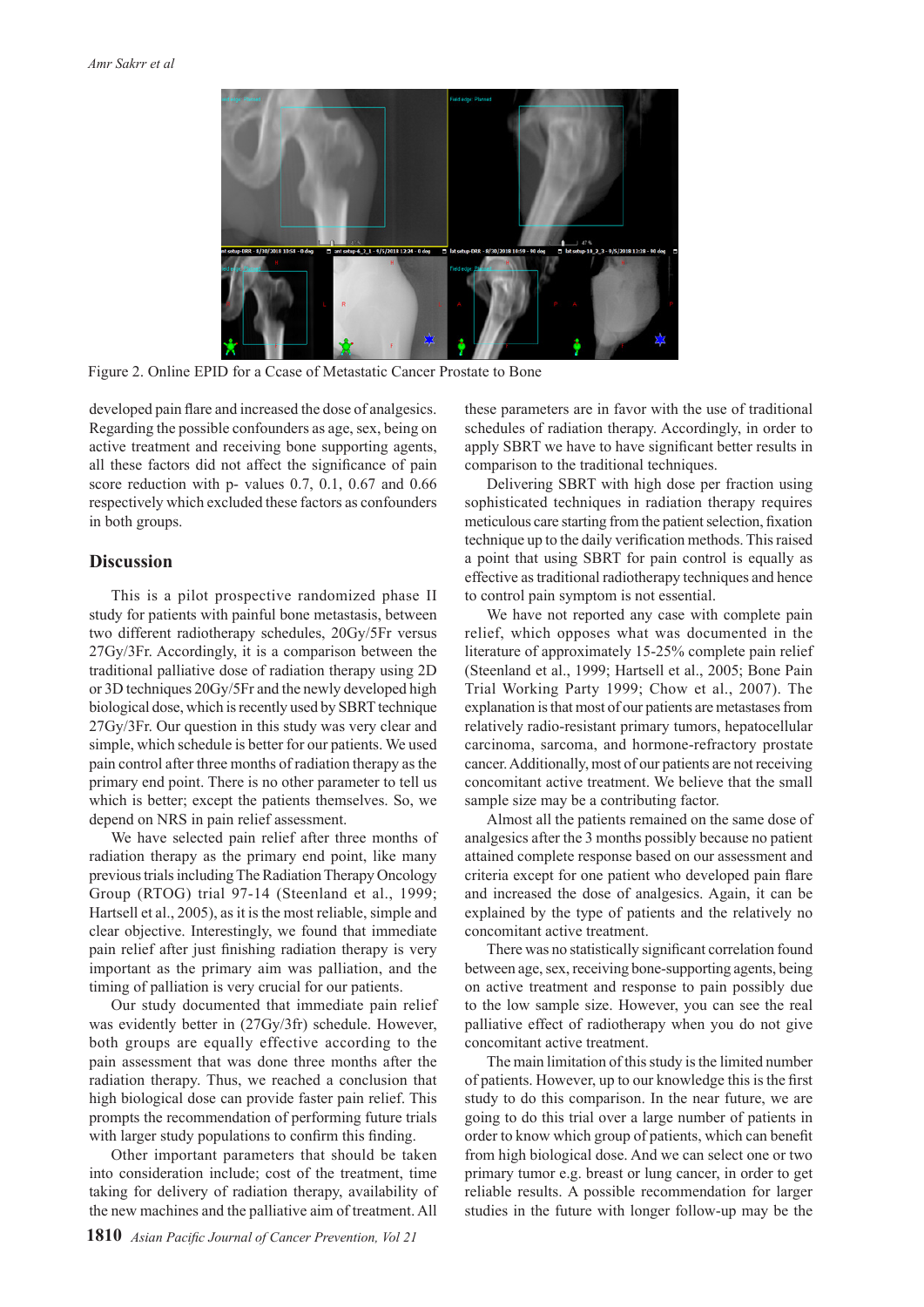Figure 2. Online EPID for a Ccase of Metastatic Cancer Prostate to Bone

developed pain flare and increased the dose of analgesics. Regarding the possible confounders as age, sex, being on active treatment and receiving bone supporting agents, all these factors did not affect the significance of pain score reduction with p- values 0.7, 0.1, 0.67 and 0.66 respectively which excluded these factors as confounders in both groups.

## Discussion

This is a pilot prospective randomized phase II study for patients with painful bone metastasis, between two different radiotherapy schedules, 20Gy/5Fr versus 27Gy/3Fr. Accordingly, it is a comparison between the traditional palliative dose of radiation therapy using 2D or 3D techniques 20Gy/5Fr and the newly developed high biological dose, which is recently used by SBRT technique 27Gy/3Fr. Our question in this study was very clear and simple, which schedule is better for our patients. We used pain control after three months of radiation therapy as the primary end point. There is no other parameter to tell us which is better; except the patients themselves. So, we depend on NRS in pain relief assessment.

We have selected pain relief after three months of radiation therapy as the primary end point, like many previous trials including The Radiation Therapy Oncology Group (RTOG) trial 97-14 (Steenland et al., 1999; Hartsell et al., 2005), as it is the most reliable, simple and clear objective. Interestingly, we found that immediate pain relief after just finishing radiation therapy is very important as the primary aim was palliation, and the timing of palliation is very crucial for our patients.

Our study documented that immediate pain relief was evidently better in (27Gy/3fr) schedule. However, both groups are equally effective according to the pain assessment that was done three months after the radiation therapy. Thus, we reached a conclusion that high biological dose can provide faster pain relief. This prompts the recommendation of performing future trials with larger study populations to confirm this finding.

Other important parameters that should be taken into consideration include; cost of the treatment, time taking for delivery of radiation therapy, availability of the new machines and the palliative aim of treatment. All these parameters are in favor with the use of traditional schedules of radiation therapy. Accordingly, in order to apply SBRT we have to have significant better results in comparison to the traditional techniques.

Delivering SBRT with high dose per fraction using sophisticated techniques in radiation therapy requires meticulous care starting from the patient selection, fixation technique up to the daily verification methods. This raised a point that using SBRT for pain control is equally as effective as traditional radiotherapy techniques and hence to control pain symptom is not essential.

We have not reported any case with complete pain relief, which opposes what was documented in the literature of approximately 15-25% complete pain relief (Steenland et al., 1999; Hartsell et al., 2005; Bone Pain Trial Working Party 1999; Chow et al., 2007). The explanation is that most of our patients are metastases from relatively radio-resistant primary tumors, hepatocellular carcinoma, sarcoma, and hormone-refractory prostate cancer. Additionally, most of our patients are not receiving concomitant active treatment. We believe that the small sample size may be a contributing factor.

Almost all the patients remained on the same dose of analgesics after the 3 months possibly because no patient attained complete response based on our assessment and criteria except for one patient who developed pain flare and increased the dose of analgesics. Again, it can be explained by the type of patients and the relatively no concomitant active treatment.

There was no statistically significant correlation found between age, sex, receiving bone-supporting agents, being on active treatment and response to pain possibly due to the low sample size. However, you can see the real palliative effect of radiotherapy when you do not give concomitant active treatment.

The main limitation of this study is the limited number of patients. However, up to our knowledge this is the first study to do this comparison. In the near future, we are going to do this trial over a large number of patients in order to know which group of patients, which can benefit from high biological dose. And we can select one or two primary tumor e.g. breast or lung cancer, in order to get reliable results. A possible recommendation for larger studies in the future with longer follow-up may be the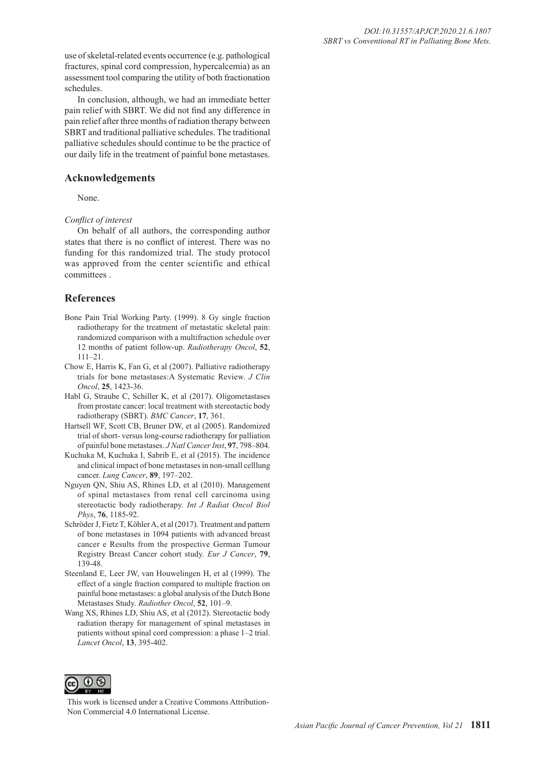use of skeletal-related events occurrence (e.g. pathological fractures, spinal cord compression, hypercalcemia) as an assessment tool comparing the utility of both fractionation schedules.

In conclusion, although, we had an immediate better pain relief with SBRT. We did not find any difference in pain relief after three months of radiation therapy between SBRT and traditional palliative schedules. The traditional palliative schedules should continue to be the practice of our daily life in the treatment of painful bone metastases.

## Acknowledgements

None.

*Conflict of interest*

On behalf of all authors, the corresponding author states that there is no conflict of interest. There was no funding for this randomized trial. The study protocol was approved from the center scientific and ethical committees .

## References

Bone Pain Trial Working Party. (1999). 8 Gy single fraction radiotherapy for the treatment of metastatic skeletal pain: randomized comparison with a multifraction schedule over 12 months of patient follow-up. *Radiotherapy Oncol*, **52**, 111–21.

Chow E, Harris K, Fan G, et al (2007). Palliative radiotherapy trials for bone metastases:A Systematic Review. *J Clin Oncol*, **25**, 1423-36.

Habl G, Straube C, Schiller K, et al (2017). Oligometastases from prostate cancer: local treatment with stereotactic body radiotherapy (SBRT). *BMC Cancer*, **17**, 361.

Hartsell WF, Scott CB, Bruner DW, et al (2005). Randomized trial of short- versus long-course radiotherapy for palliation of painful bone metastases. *J Natl Cancer Inst*, **97**, 798–804.

Kuchuka M, Kuchuka I, Sabrib E, et al (2015). The incidence and clinical impact of bone metastases in non-small celllung cancer. *Lung Cancer*, **89**, 197–202.

Nguyen QN, Shiu AS, Rhines LD, et al (2010). Management of spinal metastases from renal cell carcinoma using stereotactic body radiotherapy. *Int J Radiat Oncol Biol Phys*, **76**, 1185-92.

Schröder J, Fietz T, Köhler A, et al (2017). Treatment and pattern of bone metastases in 1094 patients with advanced breast cancer e Results from the prospective German Tumour Registry Breast Cancer cohort study. *Eur J Cancer*, **79**, 139-48.

Steenland E, Leer JW, van Houwelingen H, et al (1999). The effect of a single fraction compared to multiple fraction on painful bone metastases: a global analysis of the Dutch Bone Metastases Study. *Radiother Oncol*, **52**, 101–9.

Wang XS, Rhines LD, Shiu AS, et al (2012). Stereotactic body radiation therapy for management of spinal metastases in patients without spinal cord compression: a phase 1–2 trial. *Lancet Oncol*, **13**, 395-402.

This work is licensed under a Creative Commons Attribution-Non Commercial 4.0 International License.